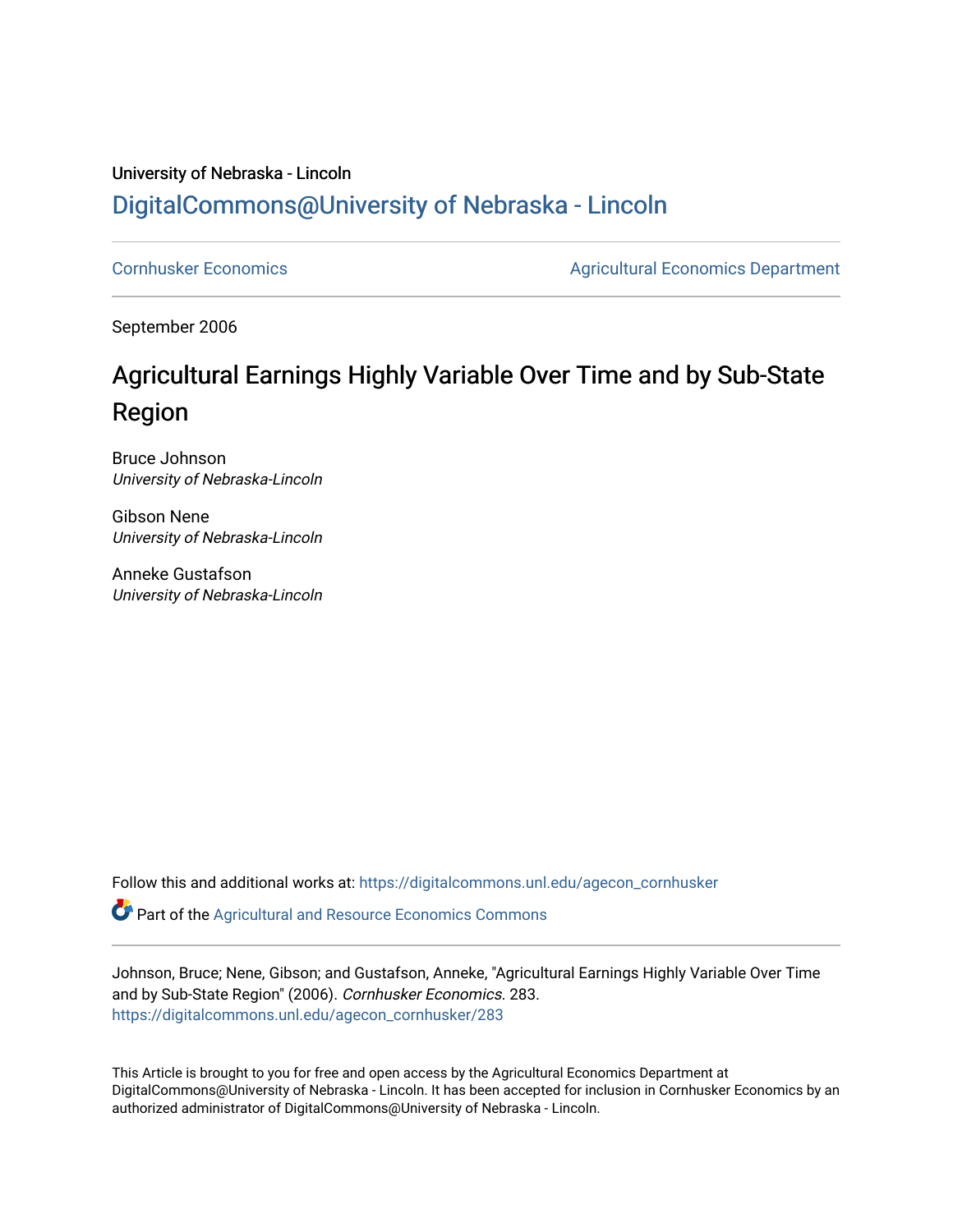University of Nebraska - Lincoln

## DigitalCommons@University of Nebraska - Lincoln

Cornhusker Economics

Agricultural Economics Department

September 2006

# Agricultural Earnings Highly Variable Over Time and by Sub-State Region

Bruce Johnson
*University of Nebraska-Lincoln*

Gibson Nene
*University of Nebraska-Lincoln*

Anneke Gustafson
*University of Nebraska-Lincoln*

Follow this and additional works at: https://digitalcommons.unl.edu/agecon_cornhusker

Part of the Agricultural and Resource Economics Commons

Johnson, Bruce; Nene, Gibson; and Gustafson, Anneke, "Agricultural Earnings Highly Variable Over Time and by Sub-State Region" (2006). *Cornhusker Economics*. 283.
https://digitalcommons.unl.edu/agecon_cornhusker/283

This Article is brought to you for free and open access by the Agricultural Economics Department at DigitalCommons@University of Nebraska - Lincoln. It has been accepted for inclusion in Cornhusker Economics by an authorized administrator of DigitalCommons@University of Nebraska - Lincoln.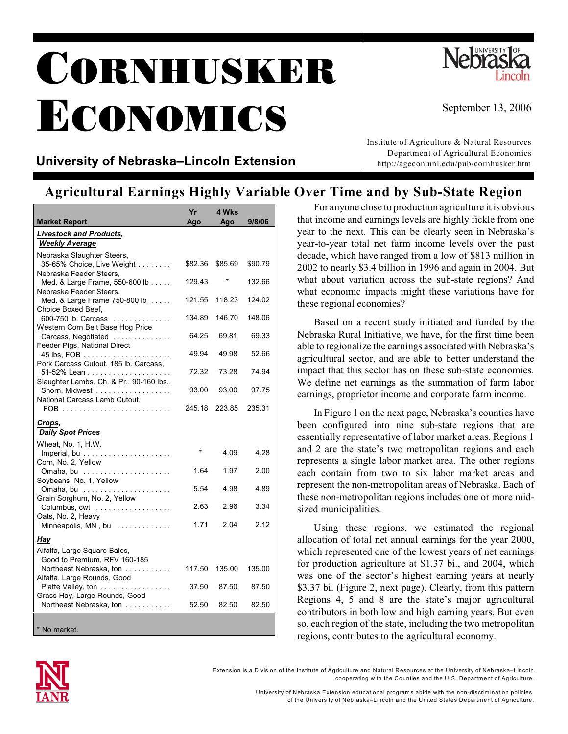# CORNHUSKER ECONOMICS

September 13, 2006

## University of Nebraska–Lincoln Extension

Institute of Agriculture & Natural Resources
Department of Agricultural Economics
http://agecon.unl.edu/pub/cornhusker.htm

## Agricultural Earnings Highly Variable Over Time and by Sub-State Region

| Market Report | Yr Ago | 4 Wks Ago | 9/8/06 |
|---|---|---|---|
| ***Livestock and Products, Weekly Average*** | | | |
| Nebraska Slaughter Steers, 35-65% Choice, Live Weight . . . . . . . . | $82.36 | $85.69 | $90.79 |
| Nebraska Feeder Steers, Med. & Large Frame, 550-600 lb . . . . . | 129.43 | * | 132.66 |
| Nebraska Feeder Steers, Med. & Large Frame 750-800 lb . . . . . | 121.55 | 118.23 | 124.02 |
| Choice Boxed Beef, 600-750 lb. Carcass . . . . . . . . . . . . . . | 134.89 | 146.70 | 148.06 |
| Western Corn Belt Base Hog Price Carcass, Negotiated . . . . . . . . . . . . . . | 64.25 | 69.81 | 69.33 |
| Feeder Pigs, National Direct 45 lbs, FOB . . . . . . . . . . . . . . . . . . . . . | 49.94 | 49.98 | 52.66 |
| Pork Carcass Cutout, 185 lb. Carcass, 51-52% Lean . . . . . . . . . . . . . . . . . . . . | 72.32 | 73.28 | 74.94 |
| Slaughter Lambs, Ch. & Pr., 90-160 lbs., Shorn, Midwest . . . . . . . . . . . . . . . . . . | 93.00 | 93.00 | 97.75 |
| National Carcass Lamb Cutout, FOB . . . . . . . . . . . . . . . . . . . . . . . . . . | 245.18 | 223.85 | 235.31 |
| ***Crops, Daily Spot Prices*** | | | |
| Wheat, No. 1, H.W. Imperial, bu . . . . . . . . . . . . . . . . . . . . . | * | 4.09 | 4.28 |
| Corn, No. 2, Yellow Omaha, bu . . . . . . . . . . . . . . . . . . . . . | 1.64 | 1.97 | 2.00 |
| Soybeans, No. 1, Yellow Omaha, bu . . . . . . . . . . . . . . . . . . . . . | 5.54 | 4.98 | 4.89 |
| Grain Sorghum, No. 2, Yellow Columbus, cwt . . . . . . . . . . . . . . . . . . | 2.63 | 2.96 | 3.34 |
| Oats, No. 2, Heavy Minneapolis, MN , bu . . . . . . . . . . . . . | 1.71 | 2.04 | 2.12 |
| ***Hay*** | | | |
| Alfalfa, Large Square Bales, Good to Premium, RFV 160-185 Northeast Nebraska, ton . . . . . . . . . . . | 117.50 | 135.00 | 135.00 |
| Alfalfa, Large Rounds, Good Platte Valley, ton . . . . . . . . . . . . . . . . . | 37.50 | 87.50 | 87.50 |
| Grass Hay, Large Rounds, Good Northeast Nebraska, ton . . . . . . . . . . . | 52.50 | 82.50 | 82.50 |

\* No market.

For anyone close to production agriculture it is obvious that income and earnings levels are highly fickle from one year to the next. This can be clearly seen in Nebraska's year-to-year total net farm income levels over the past decade, which have ranged from a low of $813 million in 2002 to nearly $3.4 billion in 1996 and again in 2004. But what about variation across the sub-state regions? And what economic impacts might these variations have for these regional economies?

Based on a recent study initiated and funded by the Nebraska Rural Initiative, we have, for the first time been able to regionalize the earnings associated with Nebraska's agricultural sector, and are able to better understand the impact that this sector has on these sub-state economies. We define net earnings as the summation of farm labor earnings, proprietor income and corporate farm income.

In Figure 1 on the next page, Nebraska's counties have been configured into nine sub-state regions that are essentially representative of labor market areas. Regions 1 and 2 are the state's two metropolitan regions and each represents a single labor market area. The other regions each contain from two to six labor market areas and represent the non-metropolitan areas of Nebraska. Each of these non-metropolitan regions includes one or more mid-sized municipalities.

Using these regions, we estimated the regional allocation of total net annual earnings for the year 2000, which represented one of the lowest years of net earnings for production agriculture at $1.37 bi., and 2004, which was one of the sector's highest earning years at nearly $3.37 bi. (Figure 2, next page). Clearly, from this pattern Regions 4, 5 and 8 are the state's major agricultural contributors in both low and high earning years. But even so, each region of the state, including the two metropolitan regions, contributes to the agricultural economy.

Extension is a Division of the Institute of Agriculture and Natural Resources at the University of Nebraska–Lincoln cooperating with the Counties and the U.S. Department of Agriculture.

University of Nebraska Extension educational programs abide with the non-discrimination policies of the University of Nebraska–Lincoln and the United States Department of Agriculture.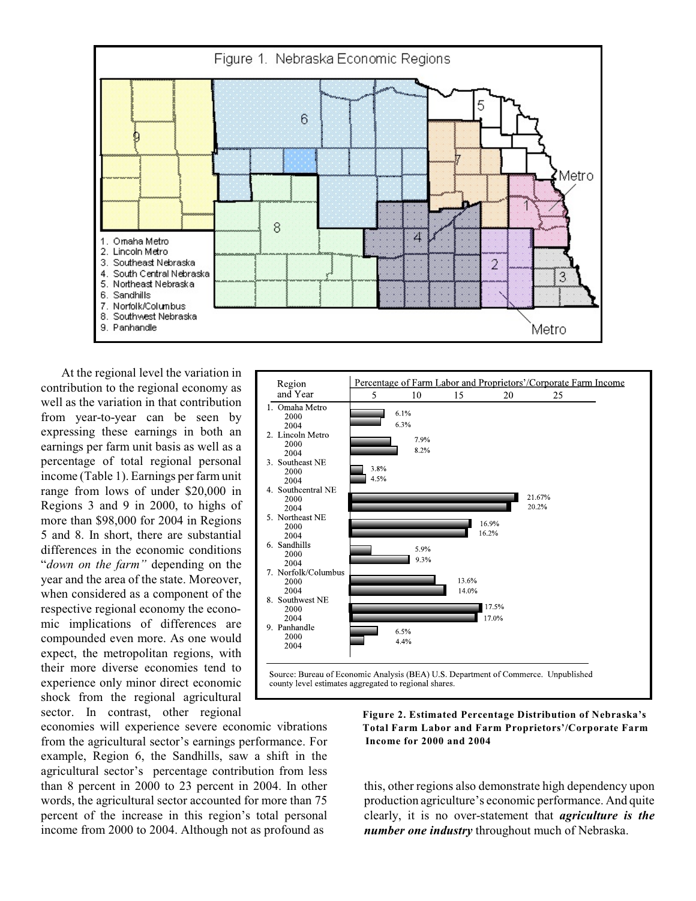Figure 1. Nebraska Economic Regions

1. Omaha Metro
2. Lincoln Metro
3. Southeast Nebraska
4. South Central Nebraska
5. Northeast Nebraska
6. Sandhills
7. Norfolk/Columbus
8. Southwest Nebraska
9. Panhandle

At the regional level the variation in contribution to the regional economy as well as the variation in that contribution from year-to-year can be seen by expressing these earnings in both an earnings per farm unit basis as well as a percentage of total regional personal income (Table 1). Earnings per farm unit range from lows of under $20,000 in Regions 3 and 9 in 2000, to highs of more than $98,000 for 2004 in Regions 5 and 8. In short, there are substantial differences in the economic conditions "*down on the farm"* depending on the year and the area of the state. Moreover, when considered as a component of the respective regional economy the economic implications of differences are compounded even more. As one would expect, the metropolitan regions, with their more diverse economies tend to experience only minor direct economic shock from the regional agricultural sector. In contrast, other regional economies will experience severe economic vibrations from the agricultural sector's earnings performance. For example, Region 6, the Sandhills, saw a shift in the agricultural sector's percentage contribution from less than 8 percent in 2000 to 23 percent in 2004. In other words, the agricultural sector accounted for more than 75 percent of the increase in this region's total personal income from 2000 to 2004. Although not as profound as this, other regions also demonstrate high dependency upon production agriculture's economic performance. And quite clearly, it is no over-statement that ***agriculture is the number one industry*** throughout much of Nebraska.

| Region and Year | Percentage of Farm Labor and Proprietors'/Corporate Farm Income |
|---|---|
| 1. Omaha Metro | |
| 2000 | 6.1% |
| 2004 | 6.3% |
| 2. Lincoln Metro | |
| 2000 | 7.9% |
| 2004 | 8.2% |
| 3. Southeast NE | |
| 2000 | 3.8% |
| 2004 | 4.5% |
| 4. Southcentral NE | |
| 2000 | 21.67% |
| 2004 | 20.2% |
| 5. Northeast NE | |
| 2000 | 16.9% |
| 2004 | 16.2% |
| 6. Sandhills | |
| 2000 | 5.9% |
| 2004 | 9.3% |
| 7. Norfolk/Columbus | |
| 2000 | 13.6% |
| 2004 | 14.0% |
| 8. Southwest NE | |
| 2000 | 17.5% |
| 2004 | 17.0% |
| 9. Panhandle | |
| 2000 | 6.5% |
| 2004 | 4.4% |

Source: Bureau of Economic Analysis (BEA) U.S. Department of Commerce. Unpublished county level estimates aggregated to regional shares.

**Figure 2. Estimated Percentage Distribution of Nebraska's Total Farm Labor and Farm Proprietors'/Corporate Farm Income for 2000 and 2004**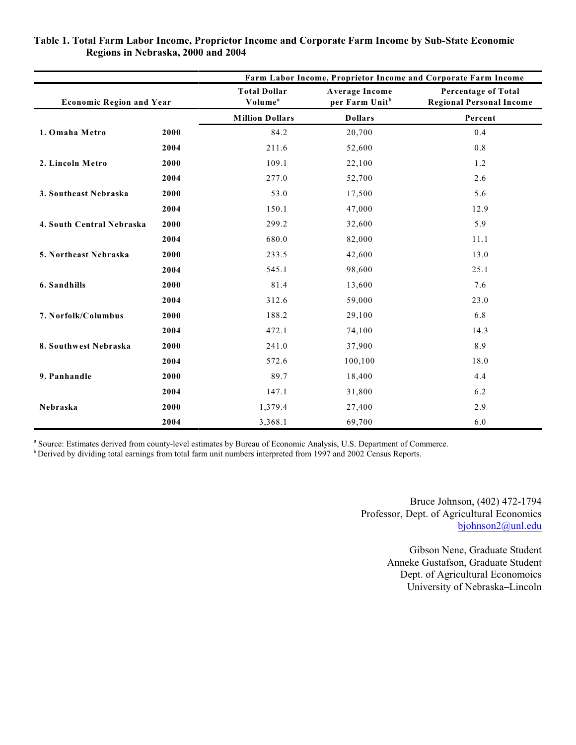**Table 1. Total Farm Labor Income, Proprietor Income and Corporate Farm Income by Sub-State Economic Regions in Nebraska, 2000 and 2004**

| Economic Region and Year | | Farm Labor Income, Proprietor Income and Corporate Farm Income | | |
|---|---|---|---|---|
| | | Total Dollar Volume[a] | Average Income per Farm Unit[b] | Percentage of Total Regional Personal Income |
| | | Million Dollars | Dollars | Percent |
| 1. Omaha Metro | 2000 | 84.2 | 20,700 | 0.4 |
| | 2004 | 211.6 | 52,600 | 0.8 |
| 2. Lincoln Metro | 2000 | 109.1 | 22,100 | 1.2 |
| | 2004 | 277.0 | 52,700 | 2.6 |
| 3. Southeast Nebraska | 2000 | 53.0 | 17,500 | 5.6 |
| | 2004 | 150.1 | 47,000 | 12.9 |
| 4. South Central Nebraska | 2000 | 299.2 | 32,600 | 5.9 |
| | 2004 | 680.0 | 82,000 | 11.1 |
| 5. Northeast Nebraska | 2000 | 233.5 | 42,600 | 13.0 |
| | 2004 | 545.1 | 98,600 | 25.1 |
| 6. Sandhills | 2000 | 81.4 | 13,600 | 7.6 |
| | 2004 | 312.6 | 59,000 | 23.0 |
| 7. Norfolk/Columbus | 2000 | 188.2 | 29,100 | 6.8 |
| | 2004 | 472.1 | 74,100 | 14.3 |
| 8. Southwest Nebraska | 2000 | 241.0 | 37,900 | 8.9 |
| | 2004 | 572.6 | 100,100 | 18.0 |
| 9. Panhandle | 2000 | 89.7 | 18,400 | 4.4 |
| | 2004 | 147.1 | 31,800 | 6.2 |
| Nebraska | 2000 | 1,379.4 | 27,400 | 2.9 |
| | 2004 | 3,368.1 | 69,700 | 6.0 |

[a] Source: Estimates derived from county-level estimates by Bureau of Economic Analysis, U.S. Department of Commerce.
[b] Derived by dividing total earnings from total farm unit numbers interpreted from 1997 and 2002 Census Reports.

Bruce Johnson, (402) 472-1794
Professor, Dept. of Agricultural Economics
bjohnson2@unl.edu

Gibson Nene, Graduate Student
Anneke Gustafson, Graduate Student
Dept. of Agricultural Economoics
University of Nebraska–Lincoln